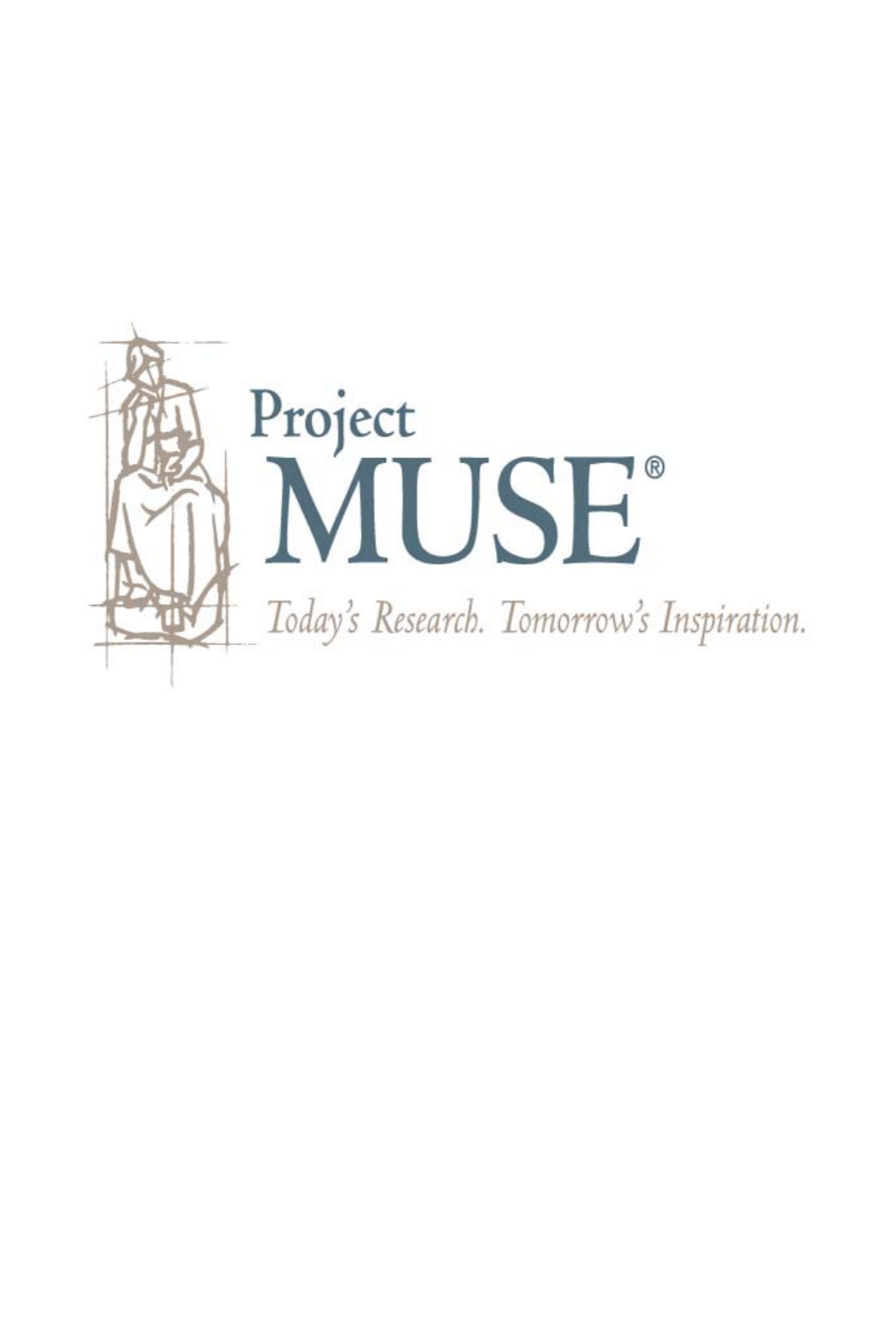Project
MUSE®

*Today's Research. Tomorrow's Inspiration.*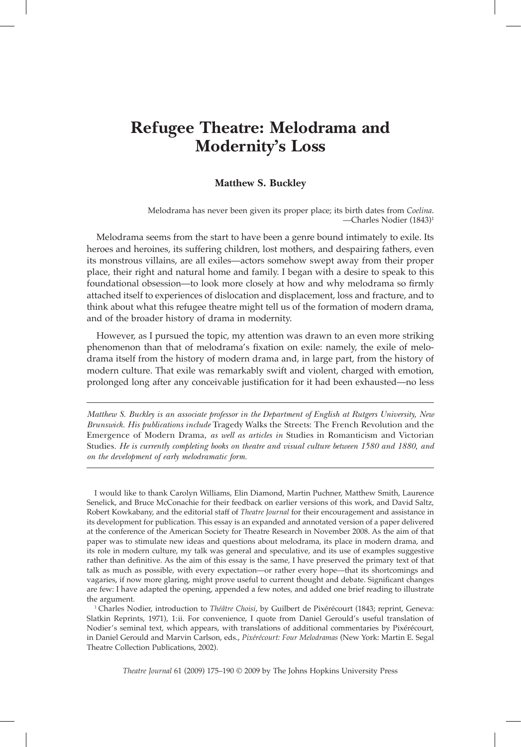# Refugee Theatre: Melodrama and Modernity's Loss

**Matthew S. Buckley**

Melodrama has never been given its proper place; its birth dates from *Coelina*.
—Charles Nodier (1843)[1]

Melodrama seems from the start to have been a genre bound intimately to exile. Its heroes and heroines, its suffering children, lost mothers, and despairing fathers, even its monstrous villains, are all exiles—actors somehow swept away from their proper place, their right and natural home and family. I began with a desire to speak to this foundational obsession—to look more closely at how and why melodrama so firmly attached itself to experiences of dislocation and displacement, loss and fracture, and to think about what this refugee theatre might tell us of the formation of modern drama, and of the broader history of drama in modernity.

However, as I pursued the topic, my attention was drawn to an even more striking phenomenon than that of melodrama's fixation on exile: namely, the exile of melodrama itself from the history of modern drama and, in large part, from the history of modern culture. That exile was remarkably swift and violent, charged with emotion, prolonged long after any conceivable justification for it had been exhausted—no less

---

*Matthew S. Buckley is an associate professor in the Department of English at Rutgers University, New Brunswick. His publications include* Tragedy Walks the Streets: The French Revolution and the Emergence of Modern Drama, *as well as articles in* Studies in Romanticism and Victorian Studies. *He is currently completing books on theatre and visual culture between 1580 and 1880, and on the development of early melodramatic form.*

---

I would like to thank Carolyn Williams, Elin Diamond, Martin Puchner, Matthew Smith, Laurence Senelick, and Bruce McConachie for their feedback on earlier versions of this work, and David Saltz, Robert Kowkabany, and the editorial staff of *Theatre Journal* for their encouragement and assistance in its development for publication. This essay is an expanded and annotated version of a paper delivered at the conference of the American Society for Theatre Research in November 2008. As the aim of that paper was to stimulate new ideas and questions about melodrama, its place in modern drama, and its role in modern culture, my talk was general and speculative, and its use of examples suggestive rather than definitive. As the aim of this essay is the same, I have preserved the primary text of that talk as much as possible, with every expectation—or rather every hope—that its shortcomings and vagaries, if now more glaring, might prove useful to current thought and debate. Significant changes are few: I have adapted the opening, appended a few notes, and added one brief reading to illustrate the argument.

[1] Charles Nodier, introduction to *Théâtre Choisi*, by Guilbert de Pixérécourt (1843; reprint, Geneva: Slatkin Reprints, 1971), 1:ii. For convenience, I quote from Daniel Gerould's useful translation of Nodier's seminal text, which appears, with translations of additional commentaries by Pixérécourt, in Daniel Gerould and Marvin Carlson, eds., *Pixérécourt: Four Melodramas* (New York: Martin E. Segal Theatre Collection Publications, 2002).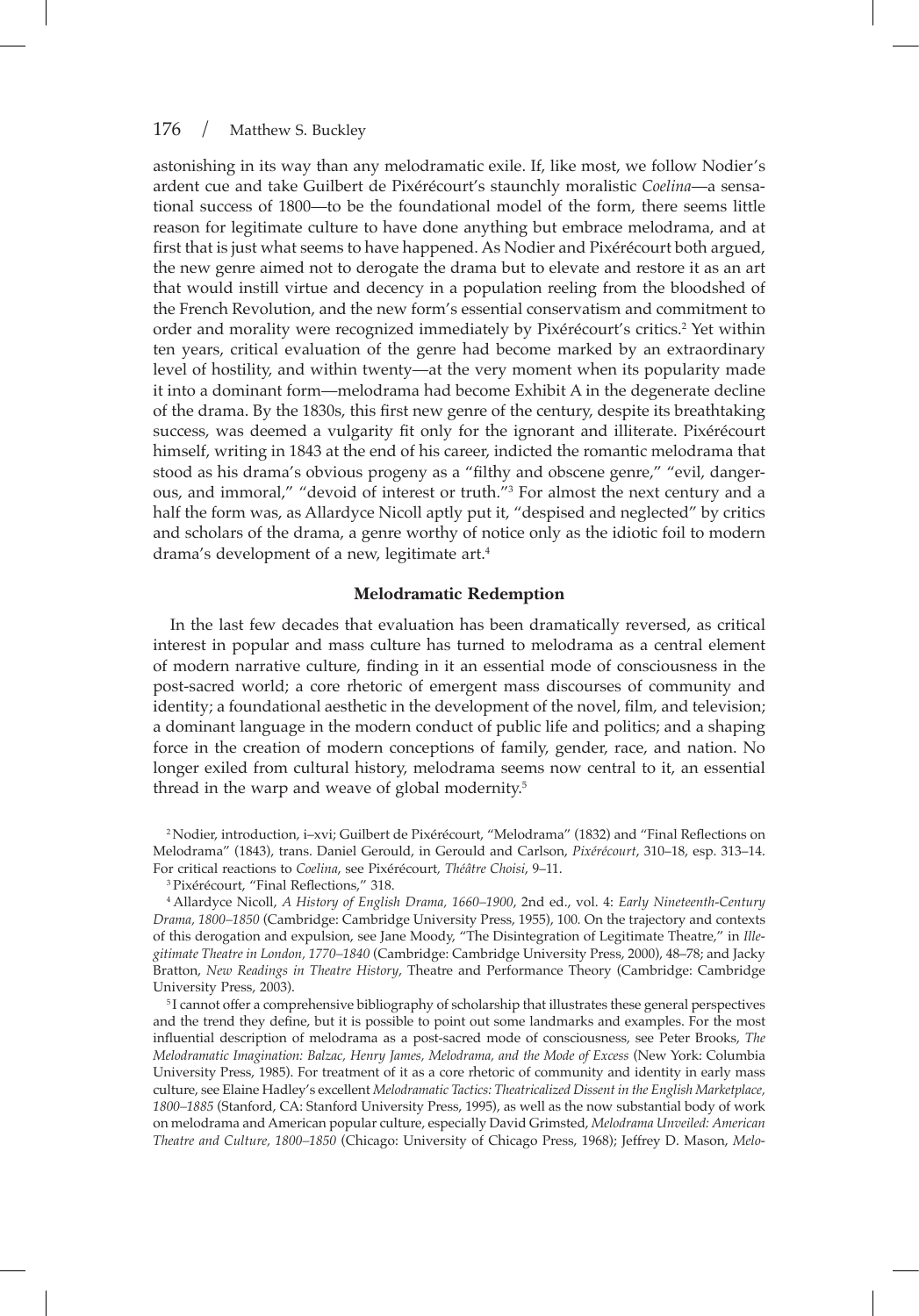astonishing in its way than any melodramatic exile. If, like most, we follow Nodier's ardent cue and take Guilbert de Pixérécourt's staunchly moralistic *Coelina*—a sensational success of 1800—to be the foundational model of the form, there seems little reason for legitimate culture to have done anything but embrace melodrama, and at first that is just what seems to have happened. As Nodier and Pixérécourt both argued, the new genre aimed not to derogate the drama but to elevate and restore it as an art that would instill virtue and decency in a population reeling from the bloodshed of the French Revolution, and the new form's essential conservatism and commitment to order and morality were recognized immediately by Pixérécourt's critics.[2] Yet within ten years, critical evaluation of the genre had become marked by an extraordinary level of hostility, and within twenty—at the very moment when its popularity made it into a dominant form—melodrama had become Exhibit A in the degenerate decline of the drama. By the 1830s, this first new genre of the century, despite its breathtaking success, was deemed a vulgarity fit only for the ignorant and illiterate. Pixérécourt himself, writing in 1843 at the end of his career, indicted the romantic melodrama that stood as his drama's obvious progeny as a "filthy and obscene genre," "evil, dangerous, and immoral," "devoid of interest or truth."[3] For almost the next century and a half the form was, as Allardyce Nicoll aptly put it, "despised and neglected" by critics and scholars of the drama, a genre worthy of notice only as the idiotic foil to modern drama's development of a new, legitimate art.[4]

## Melodramatic Redemption

In the last few decades that evaluation has been dramatically reversed, as critical interest in popular and mass culture has turned to melodrama as a central element of modern narrative culture, finding in it an essential mode of consciousness in the post-sacred world; a core rhetoric of emergent mass discourses of community and identity; a foundational aesthetic in the development of the novel, film, and television; a dominant language in the modern conduct of public life and politics; and a shaping force in the creation of modern conceptions of family, gender, race, and nation. No longer exiled from cultural history, melodrama seems now central to it, an essential thread in the warp and weave of global modernity.[5]

[2] Nodier, introduction, i–xvi; Guilbert de Pixérécourt, "Melodrama" (1832) and "Final Reflections on Melodrama" (1843), trans. Daniel Gerould, in Gerould and Carlson, *Pixérécourt*, 310–18, esp. 313–14. For critical reactions to *Coelina*, see Pixérécourt, *Théâtre Choisi*, 9–11.

[3] Pixérécourt, "Final Reflections," 318.

[4] Allardyce Nicoll, *A History of English Drama, 1660–1900*, 2nd ed., vol. 4: *Early Nineteenth-Century Drama, 1800–1850* (Cambridge: Cambridge University Press, 1955), 100. On the trajectory and contexts of this derogation and expulsion, see Jane Moody, "The Disintegration of Legitimate Theatre," in *Illegitimate Theatre in London, 1770–1840* (Cambridge: Cambridge University Press, 2000), 48–78; and Jacky Bratton, *New Readings in Theatre History*, Theatre and Performance Theory (Cambridge: Cambridge University Press, 2003).

[5] I cannot offer a comprehensive bibliography of scholarship that illustrates these general perspectives and the trend they define, but it is possible to point out some landmarks and examples. For the most influential description of melodrama as a post-sacred mode of consciousness, see Peter Brooks, *The Melodramatic Imagination: Balzac, Henry James, Melodrama, and the Mode of Excess* (New York: Columbia University Press, 1985). For treatment of it as a core rhetoric of community and identity in early mass culture, see Elaine Hadley's excellent *Melodramatic Tactics: Theatricalized Dissent in the English Marketplace, 1800–1885* (Stanford, CA: Stanford University Press, 1995), as well as the now substantial body of work on melodrama and American popular culture, especially David Grimsted, *Melodrama Unveiled: American Theatre and Culture, 1800–1850* (Chicago: University of Chicago Press, 1968); Jeffrey D. Mason, *Melo-*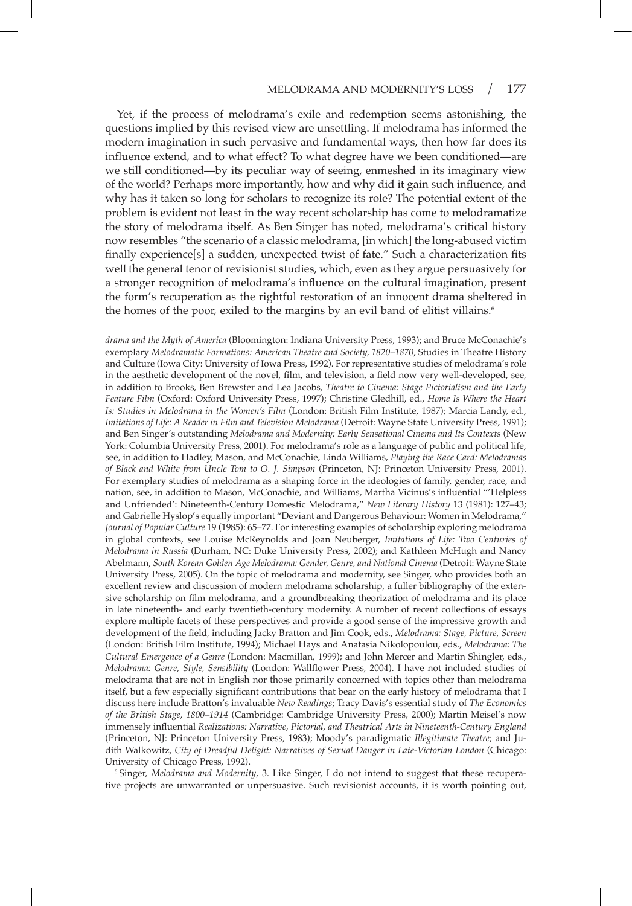Yet, if the process of melodrama's exile and redemption seems astonishing, the questions implied by this revised view are unsettling. If melodrama has informed the modern imagination in such pervasive and fundamental ways, then how far does its influence extend, and to what effect? To what degree have we been conditioned—are we still conditioned—by its peculiar way of seeing, enmeshed in its imaginary view of the world? Perhaps more importantly, how and why did it gain such influence, and why has it taken so long for scholars to recognize its role? The potential extent of the problem is evident not least in the way recent scholarship has come to melodramatize the story of melodrama itself. As Ben Singer has noted, melodrama's critical history now resembles "the scenario of a classic melodrama, [in which] the long-abused victim finally experience[s] a sudden, unexpected twist of fate." Such a characterization fits well the general tenor of revisionist studies, which, even as they argue persuasively for a stronger recognition of melodrama's influence on the cultural imagination, present the form's recuperation as the rightful restoration of an innocent drama sheltered in the homes of the poor, exiled to the margins by an evil band of elitist villains.[6]

*drama and the Myth of America* (Bloomington: Indiana University Press, 1993); and Bruce McConachie's exemplary *Melodramatic Formations: American Theatre and Society, 1820–1870*, Studies in Theatre History and Culture (Iowa City: University of Iowa Press, 1992). For representative studies of melodrama's role in the aesthetic development of the novel, film, and television, a field now very well-developed, see, in addition to Brooks, Ben Brewster and Lea Jacobs, *Theatre to Cinema: Stage Pictorialism and the Early Feature Film* (Oxford: Oxford University Press, 1997); Christine Gledhill, ed., *Home Is Where the Heart Is: Studies in Melodrama in the Women's Film* (London: British Film Institute, 1987); Marcia Landy, ed., *Imitations of Life: A Reader in Film and Television Melodrama* (Detroit: Wayne State University Press, 1991); and Ben Singer's outstanding *Melodrama and Modernity: Early Sensational Cinema and Its Contexts* (New York: Columbia University Press, 2001). For melodrama's role as a language of public and political life, see, in addition to Hadley, Mason, and McConachie, Linda Williams, *Playing the Race Card: Melodramas of Black and White from Uncle Tom to O. J. Simpson* (Princeton, NJ: Princeton University Press, 2001). For exemplary studies of melodrama as a shaping force in the ideologies of family, gender, race, and nation, see, in addition to Mason, McConachie, and Williams, Martha Vicinus's influential "'Helpless and Unfriended': Nineteenth-Century Domestic Melodrama," *New Literary History* 13 (1981): 127–43; and Gabrielle Hyslop's equally important "Deviant and Dangerous Behaviour: Women in Melodrama," *Journal of Popular Culture* 19 (1985): 65–77. For interesting examples of scholarship exploring melodrama in global contexts, see Louise McReynolds and Joan Neuberger, *Imitations of Life: Two Centuries of Melodrama in Russia* (Durham, NC: Duke University Press, 2002); and Kathleen McHugh and Nancy Abelmann, *South Korean Golden Age Melodrama: Gender, Genre, and National Cinema* (Detroit: Wayne State University Press, 2005). On the topic of melodrama and modernity, see Singer, who provides both an excellent review and discussion of modern melodrama scholarship, a fuller bibliography of the extensive scholarship on film melodrama, and a groundbreaking theorization of melodrama and its place in late nineteenth- and early twentieth-century modernity. A number of recent collections of essays explore multiple facets of these perspectives and provide a good sense of the impressive growth and development of the field, including Jacky Bratton and Jim Cook, eds., *Melodrama: Stage, Picture, Screen* (London: British Film Institute, 1994); Michael Hays and Anatasia Nikolopoulou, eds., *Melodrama: The Cultural Emergence of a Genre* (London: Macmillan, 1999); and John Mercer and Martin Shingler, eds., *Melodrama: Genre, Style, Sensibility* (London: Wallflower Press, 2004). I have not included studies of melodrama that are not in English nor those primarily concerned with topics other than melodrama itself, but a few especially significant contributions that bear on the early history of melodrama that I discuss here include Bratton's invaluable *New Readings*; Tracy Davis's essential study of *The Economics of the British Stage, 1800–1914* (Cambridge: Cambridge University Press, 2000); Martin Meisel's now immensely influential *Realizations: Narrative, Pictorial, and Theatrical Arts in Nineteenth-Century England* (Princeton, NJ: Princeton University Press, 1983); Moody's paradigmatic *Illegitimate Theatre*; and Judith Walkowitz, *City of Dreadful Delight: Narratives of Sexual Danger in Late-Victorian London* (Chicago: University of Chicago Press, 1992).

[6] Singer, *Melodrama and Modernity*, 3. Like Singer, I do not intend to suggest that these recuperative projects are unwarranted or unpersuasive. Such revisionist accounts, it is worth pointing out,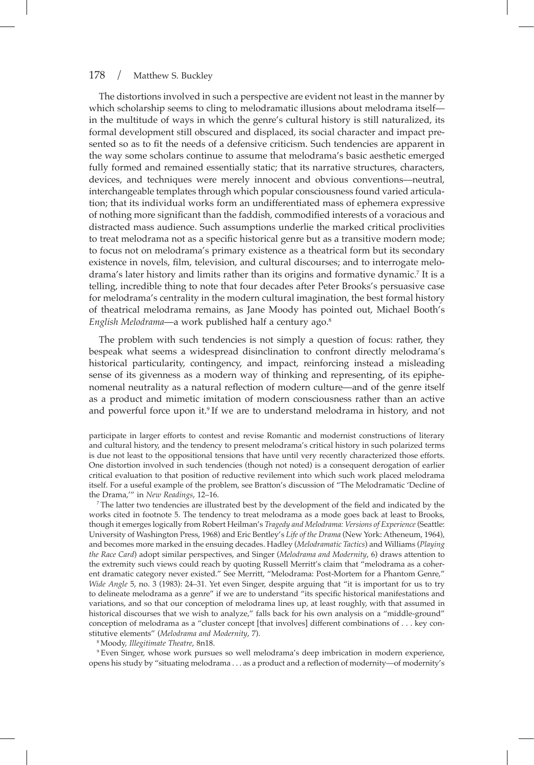The distortions involved in such a perspective are evident not least in the manner by which scholarship seems to cling to melodramatic illusions about melodrama itself—in the multitude of ways in which the genre's cultural history is still naturalized, its formal development still obscured and displaced, its social character and impact presented so as to fit the needs of a defensive criticism. Such tendencies are apparent in the way some scholars continue to assume that melodrama's basic aesthetic emerged fully formed and remained essentially static; that its narrative structures, characters, devices, and techniques were merely innocent and obvious conventions—neutral, interchangeable templates through which popular consciousness found varied articulation; that its individual works form an undifferentiated mass of ephemera expressive of nothing more significant than the faddish, commodified interests of a voracious and distracted mass audience. Such assumptions underlie the marked critical proclivities to treat melodrama not as a specific historical genre but as a transitive modern mode; to focus not on melodrama's primary existence as a theatrical form but its secondary existence in novels, film, television, and cultural discourses; and to interrogate melodrama's later history and limits rather than its origins and formative dynamic.[7] It is a telling, incredible thing to note that four decades after Peter Brooks's persuasive case for melodrama's centrality in the modern cultural imagination, the best formal history of theatrical melodrama remains, as Jane Moody has pointed out, Michael Booth's *English Melodrama*—a work published half a century ago.[8]

The problem with such tendencies is not simply a question of focus: rather, they bespeak what seems a widespread disinclination to confront directly melodrama's historical particularity, contingency, and impact, reinforcing instead a misleading sense of its givenness as a modern way of thinking and representing, of its epiphenomenal neutrality as a natural reflection of modern culture—and of the genre itself as a product and mimetic imitation of modern consciousness rather than an active and powerful force upon it.[9] If we are to understand melodrama in history, and not

participate in larger efforts to contest and revise Romantic and modernist constructions of literary and cultural history, and the tendency to present melodrama's critical history in such polarized terms is due not least to the oppositional tensions that have until very recently characterized those efforts. One distortion involved in such tendencies (though not noted) is a consequent derogation of earlier critical evaluation to that position of reductive revilement into which such work placed melodrama itself. For a useful example of the problem, see Bratton's discussion of "The Melodramatic 'Decline of the Drama,'" in *New Readings*, 12–16.

[7] The latter two tendencies are illustrated best by the development of the field and indicated by the works cited in footnote 5. The tendency to treat melodrama as a mode goes back at least to Brooks, though it emerges logically from Robert Heilman's *Tragedy and Melodrama: Versions of Experience* (Seattle: University of Washington Press, 1968) and Eric Bentley's *Life of the Drama* (New York: Atheneum, 1964), and becomes more marked in the ensuing decades. Hadley (*Melodramatic Tactics*) and Williams (*Playing the Race Card*) adopt similar perspectives, and Singer (*Melodrama and Modernity*, 6) draws attention to the extremity such views could reach by quoting Russell Merritt's claim that "melodrama as a coherent dramatic category never existed." See Merritt, "Melodrama: Post-Mortem for a Phantom Genre," *Wide Angle* 5, no. 3 (1983): 24–31. Yet even Singer, despite arguing that "it is important for us to try to delineate melodrama as a genre" if we are to understand "its specific historical manifestations and variations, and so that our conception of melodrama lines up, at least roughly, with that assumed in historical discourses that we wish to analyze," falls back for his own analysis on a "middle-ground" conception of melodrama as a "cluster concept [that involves] different combinations of . . . key constitutive elements" (*Melodrama and Modernity*, 7).

[8] Moody, *Illegitimate Theatre*, 8n18.

[9] Even Singer, whose work pursues so well melodrama's deep imbrication in modern experience, opens his study by "situating melodrama . . . as a product and a reflection of modernity—of modernity's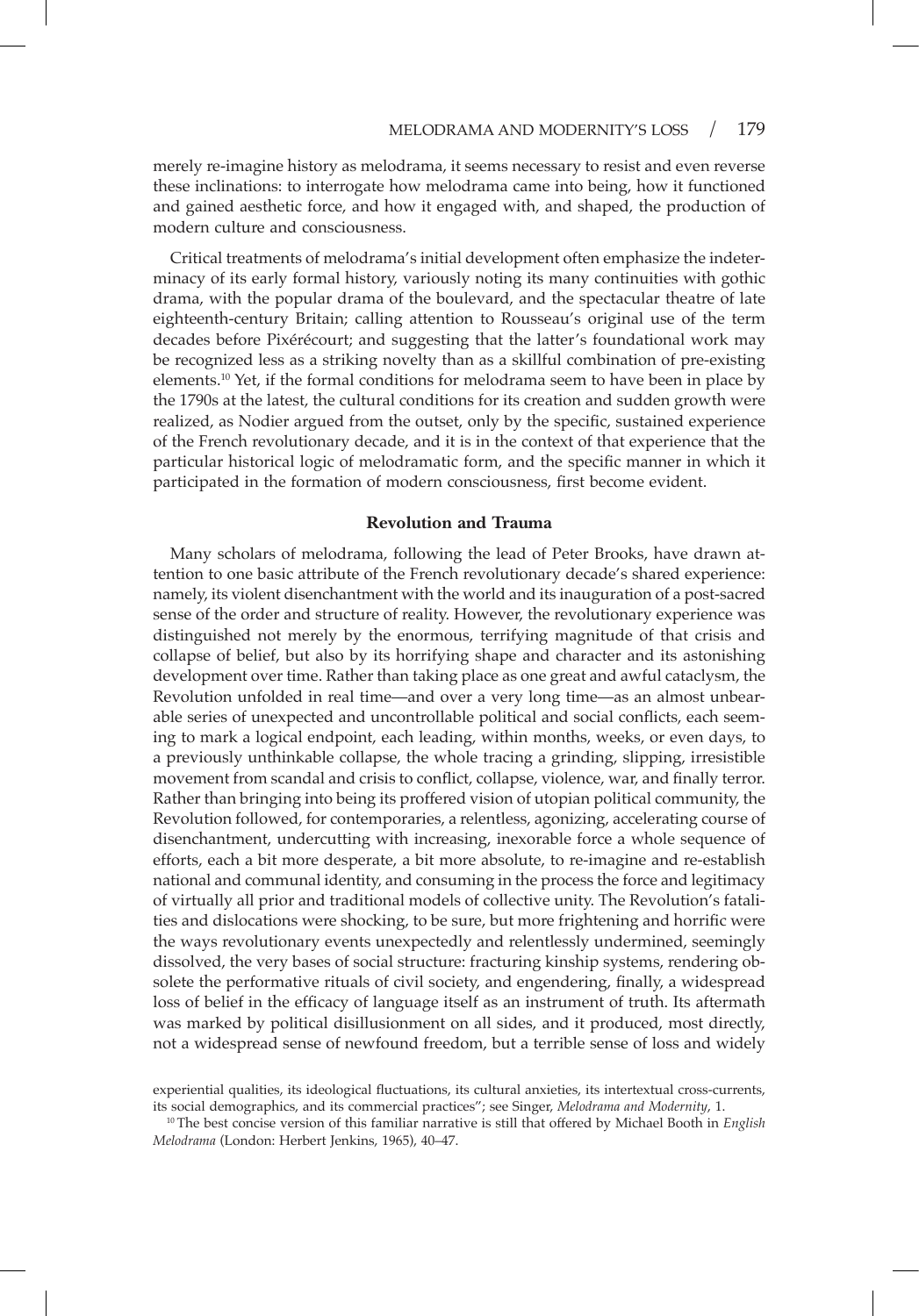merely re-imagine history as melodrama, it seems necessary to resist and even reverse these inclinations: to interrogate how melodrama came into being, how it functioned and gained aesthetic force, and how it engaged with, and shaped, the production of modern culture and consciousness.

Critical treatments of melodrama's initial development often emphasize the indeterminacy of its early formal history, variously noting its many continuities with gothic drama, with the popular drama of the boulevard, and the spectacular theatre of late eighteenth-century Britain; calling attention to Rousseau's original use of the term decades before Pixérécourt; and suggesting that the latter's foundational work may be recognized less as a striking novelty than as a skillful combination of pre-existing elements.[10] Yet, if the formal conditions for melodrama seem to have been in place by the 1790s at the latest, the cultural conditions for its creation and sudden growth were realized, as Nodier argued from the outset, only by the specific, sustained experience of the French revolutionary decade, and it is in the context of that experience that the particular historical logic of melodramatic form, and the specific manner in which it participated in the formation of modern consciousness, first become evident.

### Revolution and Trauma

Many scholars of melodrama, following the lead of Peter Brooks, have drawn attention to one basic attribute of the French revolutionary decade's shared experience: namely, its violent disenchantment with the world and its inauguration of a post-sacred sense of the order and structure of reality. However, the revolutionary experience was distinguished not merely by the enormous, terrifying magnitude of that crisis and collapse of belief, but also by its horrifying shape and character and its astonishing development over time. Rather than taking place as one great and awful cataclysm, the Revolution unfolded in real time—and over a very long time—as an almost unbearable series of unexpected and uncontrollable political and social conflicts, each seeming to mark a logical endpoint, each leading, within months, weeks, or even days, to a previously unthinkable collapse, the whole tracing a grinding, slipping, irresistible movement from scandal and crisis to conflict, collapse, violence, war, and finally terror. Rather than bringing into being its proffered vision of utopian political community, the Revolution followed, for contemporaries, a relentless, agonizing, accelerating course of disenchantment, undercutting with increasing, inexorable force a whole sequence of efforts, each a bit more desperate, a bit more absolute, to re-imagine and re-establish national and communal identity, and consuming in the process the force and legitimacy of virtually all prior and traditional models of collective unity. The Revolution's fatalities and dislocations were shocking, to be sure, but more frightening and horrific were the ways revolutionary events unexpectedly and relentlessly undermined, seemingly dissolved, the very bases of social structure: fracturing kinship systems, rendering obsolete the performative rituals of civil society, and engendering, finally, a widespread loss of belief in the efficacy of language itself as an instrument of truth. Its aftermath was marked by political disillusionment on all sides, and it produced, most directly, not a widespread sense of newfound freedom, but a terrible sense of loss and widely

experiential qualities, its ideological fluctuations, its cultural anxieties, its intertextual cross-currents, its social demographics, and its commercial practices"; see Singer, *Melodrama and Modernity*, 1.

[10] The best concise version of this familiar narrative is still that offered by Michael Booth in *English Melodrama* (London: Herbert Jenkins, 1965), 40–47.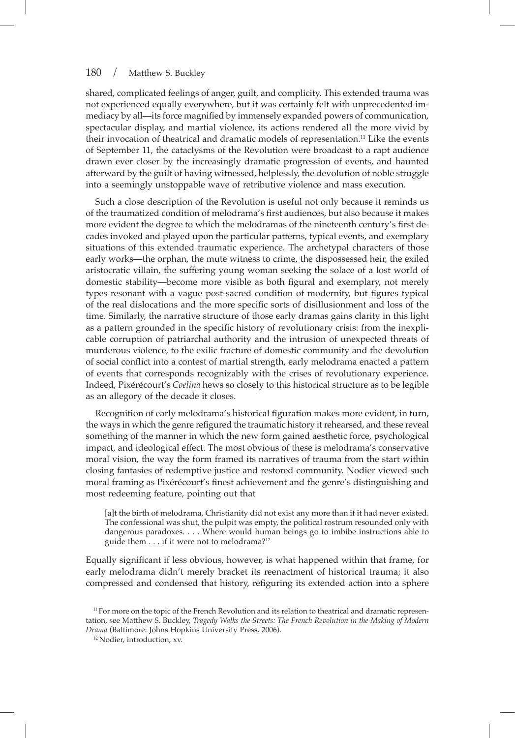shared, complicated feelings of anger, guilt, and complicity. This extended trauma was not experienced equally everywhere, but it was certainly felt with unprecedented immediacy by all—its force magnified by immensely expanded powers of communication, spectacular display, and martial violence, its actions rendered all the more vivid by their invocation of theatrical and dramatic models of representation.[11] Like the events of September 11, the cataclysms of the Revolution were broadcast to a rapt audience drawn ever closer by the increasingly dramatic progression of events, and haunted afterward by the guilt of having witnessed, helplessly, the devolution of noble struggle into a seemingly unstoppable wave of retributive violence and mass execution.

Such a close description of the Revolution is useful not only because it reminds us of the traumatized condition of melodrama's first audiences, but also because it makes more evident the degree to which the melodramas of the nineteenth century's first decades invoked and played upon the particular patterns, typical events, and exemplary situations of this extended traumatic experience. The archetypal characters of those early works—the orphan, the mute witness to crime, the dispossessed heir, the exiled aristocratic villain, the suffering young woman seeking the solace of a lost world of domestic stability—become more visible as both figural and exemplary, not merely types resonant with a vague post-sacred condition of modernity, but figures typical of the real dislocations and the more specific sorts of disillusionment and loss of the time. Similarly, the narrative structure of those early dramas gains clarity in this light as a pattern grounded in the specific history of revolutionary crisis: from the inexplicable corruption of patriarchal authority and the intrusion of unexpected threats of murderous violence, to the exilic fracture of domestic community and the devolution of social conflict into a contest of martial strength, early melodrama enacted a pattern of events that corresponds recognizably with the crises of revolutionary experience. Indeed, Pixérécourt's *Coelina* hews so closely to this historical structure as to be legible as an allegory of the decade it closes.

Recognition of early melodrama's historical figuration makes more evident, in turn, the ways in which the genre refigured the traumatic history it rehearsed, and these reveal something of the manner in which the new form gained aesthetic force, psychological impact, and ideological effect. The most obvious of these is melodrama's conservative moral vision, the way the form framed its narratives of trauma from the start within closing fantasies of redemptive justice and restored community. Nodier viewed such moral framing as Pixérécourt's finest achievement and the genre's distinguishing and most redeeming feature, pointing out that

> [a]t the birth of melodrama, Christianity did not exist any more than if it had never existed. The confessional was shut, the pulpit was empty, the political rostrum resounded only with dangerous paradoxes. . . . Where would human beings go to imbibe instructions able to guide them . . . if it were not to melodrama?[12]

Equally significant if less obvious, however, is what happened within that frame, for early melodrama didn't merely bracket its reenactment of historical trauma; it also compressed and condensed that history, refiguring its extended action into a sphere

[11] For more on the topic of the French Revolution and its relation to theatrical and dramatic representation, see Matthew S. Buckley, *Tragedy Walks the Streets: The French Revolution in the Making of Modern Drama* (Baltimore: Johns Hopkins University Press, 2006).

[12] Nodier, introduction, xv.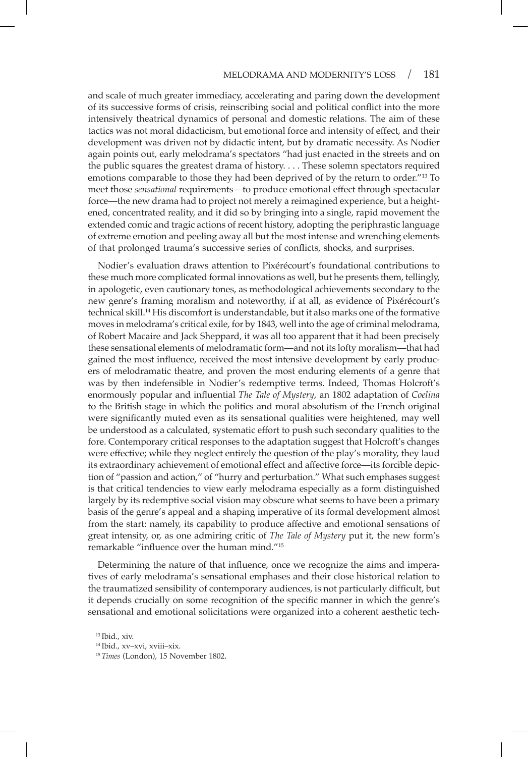and scale of much greater immediacy, accelerating and paring down the development of its successive forms of crisis, reinscribing social and political conflict into the more intensively theatrical dynamics of personal and domestic relations. The aim of these tactics was not moral didacticism, but emotional force and intensity of effect, and their development was driven not by didactic intent, but by dramatic necessity. As Nodier again points out, early melodrama's spectators "had just enacted in the streets and on the public squares the greatest drama of history. . . . These solemn spectators required emotions comparable to those they had been deprived of by the return to order."[13] To meet those *sensational* requirements—to produce emotional effect through spectacular force—the new drama had to project not merely a reimagined experience, but a heightened, concentrated reality, and it did so by bringing into a single, rapid movement the extended comic and tragic actions of recent history, adopting the periphrastic language of extreme emotion and peeling away all but the most intense and wrenching elements of that prolonged trauma's successive series of conflicts, shocks, and surprises.

Nodier's evaluation draws attention to Pixérécourt's foundational contributions to these much more complicated formal innovations as well, but he presents them, tellingly, in apologetic, even cautionary tones, as methodological achievements secondary to the new genre's framing moralism and noteworthy, if at all, as evidence of Pixérécourt's technical skill.[14] His discomfort is understandable, but it also marks one of the formative moves in melodrama's critical exile, for by 1843, well into the age of criminal melodrama, of Robert Macaire and Jack Sheppard, it was all too apparent that it had been precisely these sensational elements of melodramatic form—and not its lofty moralism—that had gained the most influence, received the most intensive development by early producers of melodramatic theatre, and proven the most enduring elements of a genre that was by then indefensible in Nodier's redemptive terms. Indeed, Thomas Holcroft's enormously popular and influential *The Tale of Mystery*, an 1802 adaptation of *Coelina* to the British stage in which the politics and moral absolutism of the French original were significantly muted even as its sensational qualities were heightened, may well be understood as a calculated, systematic effort to push such secondary qualities to the fore. Contemporary critical responses to the adaptation suggest that Holcroft's changes were effective; while they neglect entirely the question of the play's morality, they laud its extraordinary achievement of emotional effect and affective force—its forcible depiction of "passion and action," of "hurry and perturbation." What such emphases suggest is that critical tendencies to view early melodrama especially as a form distinguished largely by its redemptive social vision may obscure what seems to have been a primary basis of the genre's appeal and a shaping imperative of its formal development almost from the start: namely, its capability to produce affective and emotional sensations of great intensity, or, as one admiring critic of *The Tale of Mystery* put it, the new form's remarkable "influence over the human mind."[15]

Determining the nature of that influence, once we recognize the aims and imperatives of early melodrama's sensational emphases and their close historical relation to the traumatized sensibility of contemporary audiences, is not particularly difficult, but it depends crucially on some recognition of the specific manner in which the genre's sensational and emotional solicitations were organized into a coherent aesthetic tech-

[13] Ibid., xiv.

[14] Ibid., xv–xvi, xviii–xix.

[15] *Times* (London), 15 November 1802.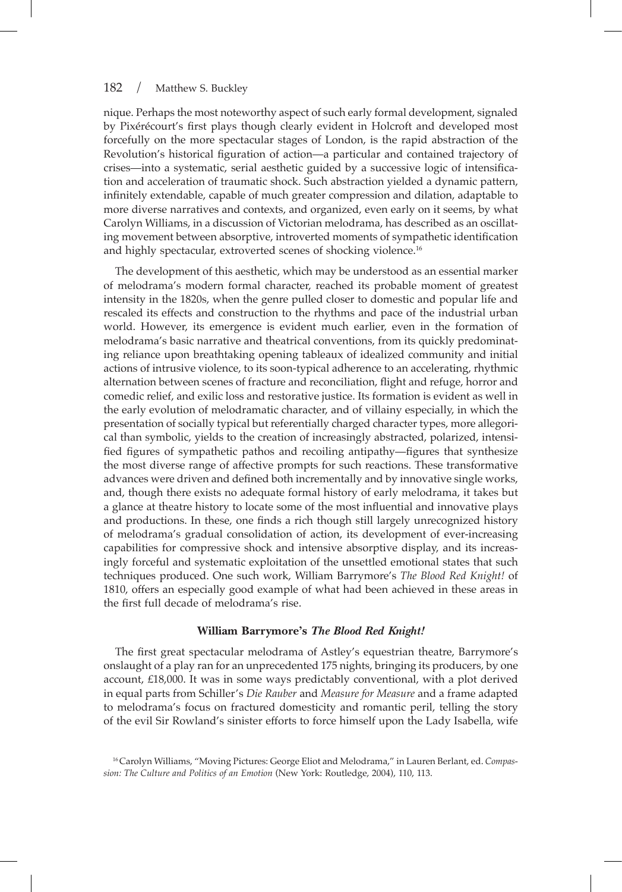nique. Perhaps the most noteworthy aspect of such early formal development, signaled by Pixérécourt's first plays though clearly evident in Holcroft and developed most forcefully on the more spectacular stages of London, is the rapid abstraction of the Revolution's historical figuration of action—a particular and contained trajectory of crises—into a systematic, serial aesthetic guided by a successive logic of intensification and acceleration of traumatic shock. Such abstraction yielded a dynamic pattern, infinitely extendable, capable of much greater compression and dilation, adaptable to more diverse narratives and contexts, and organized, even early on it seems, by what Carolyn Williams, in a discussion of Victorian melodrama, has described as an oscillating movement between absorptive, introverted moments of sympathetic identification and highly spectacular, extroverted scenes of shocking violence.[16]

The development of this aesthetic, which may be understood as an essential marker of melodrama's modern formal character, reached its probable moment of greatest intensity in the 1820s, when the genre pulled closer to domestic and popular life and rescaled its effects and construction to the rhythms and pace of the industrial urban world. However, its emergence is evident much earlier, even in the formation of melodrama's basic narrative and theatrical conventions, from its quickly predominating reliance upon breathtaking opening tableaux of idealized community and initial actions of intrusive violence, to its soon-typical adherence to an accelerating, rhythmic alternation between scenes of fracture and reconciliation, flight and refuge, horror and comedic relief, and exilic loss and restorative justice. Its formation is evident as well in the early evolution of melodramatic character, and of villainy especially, in which the presentation of socially typical but referentially charged character types, more allegorical than symbolic, yields to the creation of increasingly abstracted, polarized, intensified figures of sympathetic pathos and recoiling antipathy—figures that synthesize the most diverse range of affective prompts for such reactions. These transformative advances were driven and defined both incrementally and by innovative single works, and, though there exists no adequate formal history of early melodrama, it takes but a glance at theatre history to locate some of the most influential and innovative plays and productions. In these, one finds a rich though still largely unrecognized history of melodrama's gradual consolidation of action, its development of ever-increasing capabilities for compressive shock and intensive absorptive display, and its increasingly forceful and systematic exploitation of the unsettled emotional states that such techniques produced. One such work, William Barrymore's *The Blood Red Knight!* of 1810, offers an especially good example of what had been achieved in these areas in the first full decade of melodrama's rise.

### William Barrymore's *The Blood Red Knight!*

The first great spectacular melodrama of Astley's equestrian theatre, Barrymore's onslaught of a play ran for an unprecedented 175 nights, bringing its producers, by one account, £18,000. It was in some ways predictably conventional, with a plot derived in equal parts from Schiller's *Die Rauber* and *Measure for Measure* and a frame adapted to melodrama's focus on fractured domesticity and romantic peril, telling the story of the evil Sir Rowland's sinister efforts to force himself upon the Lady Isabella, wife

[16] Carolyn Williams, "Moving Pictures: George Eliot and Melodrama," in Lauren Berlant, ed. *Compassion: The Culture and Politics of an Emotion* (New York: Routledge, 2004), 110, 113.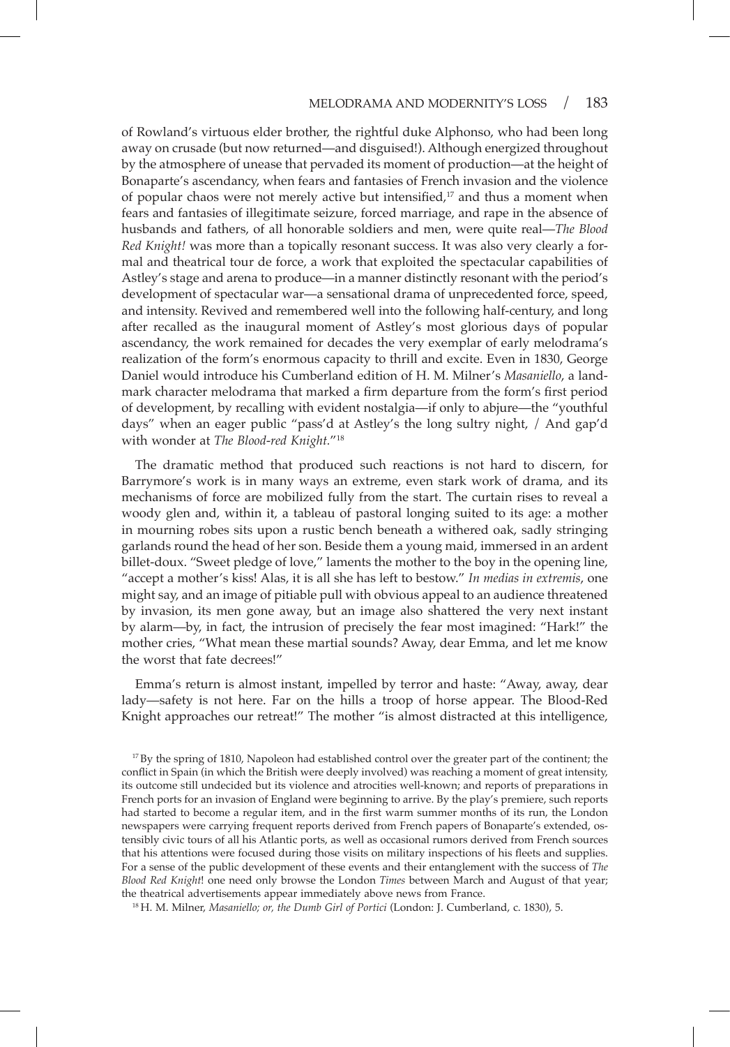of Rowland's virtuous elder brother, the rightful duke Alphonso, who had been long away on crusade (but now returned—and disguised!). Although energized throughout by the atmosphere of unease that pervaded its moment of production—at the height of Bonaparte's ascendancy, when fears and fantasies of French invasion and the violence of popular chaos were not merely active but intensified,[17] and thus a moment when fears and fantasies of illegitimate seizure, forced marriage, and rape in the absence of husbands and fathers, of all honorable soldiers and men, were quite real—*The Blood Red Knight!* was more than a topically resonant success. It was also very clearly a formal and theatrical tour de force, a work that exploited the spectacular capabilities of Astley's stage and arena to produce—in a manner distinctly resonant with the period's development of spectacular war—a sensational drama of unprecedented force, speed, and intensity. Revived and remembered well into the following half-century, and long after recalled as the inaugural moment of Astley's most glorious days of popular ascendancy, the work remained for decades the very exemplar of early melodrama's realization of the form's enormous capacity to thrill and excite. Even in 1830, George Daniel would introduce his Cumberland edition of H. M. Milner's *Masaniello*, a landmark character melodrama that marked a firm departure from the form's first period of development, by recalling with evident nostalgia—if only to abjure—the "youthful days" when an eager public "pass'd at Astley's the long sultry night, / And gap'd with wonder at *The Blood-red Knight.*"[18]

The dramatic method that produced such reactions is not hard to discern, for Barrymore's work is in many ways an extreme, even stark work of drama, and its mechanisms of force are mobilized fully from the start. The curtain rises to reveal a woody glen and, within it, a tableau of pastoral longing suited to its age: a mother in mourning robes sits upon a rustic bench beneath a withered oak, sadly stringing garlands round the head of her son. Beside them a young maid, immersed in an ardent billet-doux. "Sweet pledge of love," laments the mother to the boy in the opening line, "accept a mother's kiss! Alas, it is all she has left to bestow." *In medias in extremis*, one might say, and an image of pitiable pull with obvious appeal to an audience threatened by invasion, its men gone away, but an image also shattered the very next instant by alarm—by, in fact, the intrusion of precisely the fear most imagined: "Hark!" the mother cries, "What mean these martial sounds? Away, dear Emma, and let me know the worst that fate decrees!"

Emma's return is almost instant, impelled by terror and haste: "Away, away, dear lady—safety is not here. Far on the hills a troop of horse appear. The Blood-Red Knight approaches our retreat!" The mother "is almost distracted at this intelligence,

[17] By the spring of 1810, Napoleon had established control over the greater part of the continent; the conflict in Spain (in which the British were deeply involved) was reaching a moment of great intensity, its outcome still undecided but its violence and atrocities well-known; and reports of preparations in French ports for an invasion of England were beginning to arrive. By the play's premiere, such reports had started to become a regular item, and in the first warm summer months of its run, the London newspapers were carrying frequent reports derived from French papers of Bonaparte's extended, ostensibly civic tours of all his Atlantic ports, as well as occasional rumors derived from French sources that his attentions were focused during those visits on military inspections of his fleets and supplies. For a sense of the public development of these events and their entanglement with the success of *The Blood Red Knight*! one need only browse the London *Times* between March and August of that year; the theatrical advertisements appear immediately above news from France.

[18] H. M. Milner, *Masaniello; or, the Dumb Girl of Portici* (London: J. Cumberland, c. 1830), 5.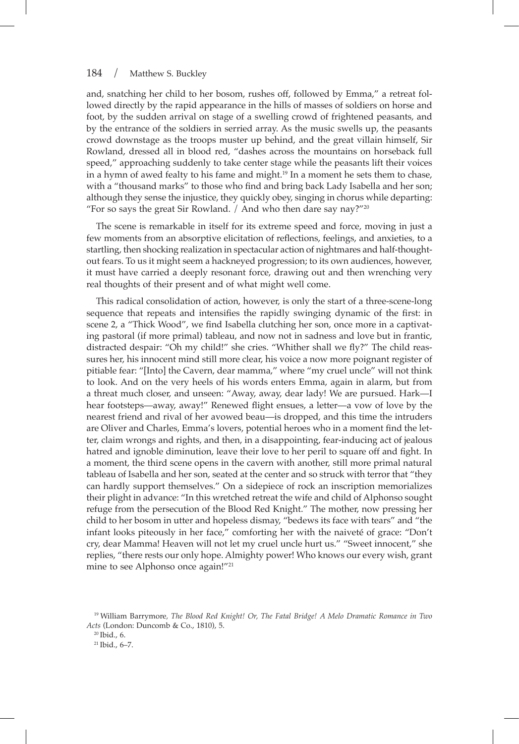and, snatching her child to her bosom, rushes off, followed by Emma," a retreat followed directly by the rapid appearance in the hills of masses of soldiers on horse and foot, by the sudden arrival on stage of a swelling crowd of frightened peasants, and by the entrance of the soldiers in serried array. As the music swells up, the peasants crowd downstage as the troops muster up behind, and the great villain himself, Sir Rowland, dressed all in blood red, "dashes across the mountains on horseback full speed," approaching suddenly to take center stage while the peasants lift their voices in a hymn of awed fealty to his fame and might.[19] In a moment he sets them to chase, with a "thousand marks" to those who find and bring back Lady Isabella and her son; although they sense the injustice, they quickly obey, singing in chorus while departing: "For so says the great Sir Rowland. / And who then dare say nay?"[20]

The scene is remarkable in itself for its extreme speed and force, moving in just a few moments from an absorptive elicitation of reflections, feelings, and anxieties, to a startling, then shocking realization in spectacular action of nightmares and half-thought-out fears. To us it might seem a hackneyed progression; to its own audiences, however, it must have carried a deeply resonant force, drawing out and then wrenching very real thoughts of their present and of what might well come.

This radical consolidation of action, however, is only the start of a three-scene-long sequence that repeats and intensifies the rapidly swinging dynamic of the first: in scene 2, a "Thick Wood", we find Isabella clutching her son, once more in a captivating pastoral (if more primal) tableau, and now not in sadness and love but in frantic, distracted despair: "Oh my child!" she cries. "Whither shall we fly?" The child reassures her, his innocent mind still more clear, his voice a now more poignant register of pitiable fear: "[Into] the Cavern, dear mamma," where "my cruel uncle" will not think to look. And on the very heels of his words enters Emma, again in alarm, but from a threat much closer, and unseen: "Away, away, dear lady! We are pursued. Hark—I hear footsteps—away, away!" Renewed flight ensues, a letter—a vow of love by the nearest friend and rival of her avowed beau—is dropped, and this time the intruders are Oliver and Charles, Emma's lovers, potential heroes who in a moment find the letter, claim wrongs and rights, and then, in a disappointing, fear-inducing act of jealous hatred and ignoble diminution, leave their love to her peril to square off and fight. In a moment, the third scene opens in the cavern with another, still more primal natural tableau of Isabella and her son, seated at the center and so struck with terror that "they can hardly support themselves." On a sidepiece of rock an inscription memorializes their plight in advance: "In this wretched retreat the wife and child of Alphonso sought refuge from the persecution of the Blood Red Knight." The mother, now pressing her child to her bosom in utter and hopeless dismay, "bedews its face with tears" and "the infant looks piteously in her face," comforting her with the naiveté of grace: "Don't cry, dear Mamma! Heaven will not let my cruel uncle hurt us." "Sweet innocent," she replies, "there rests our only hope. Almighty power! Who knows our every wish, grant mine to see Alphonso once again!"[21]

[19] William Barrymore, *The Blood Red Knight! Or, The Fatal Bridge! A Melo Dramatic Romance in Two Acts* (London: Duncomb & Co., 1810), 5.

[20] Ibid., 6.

[21] Ibid., 6–7.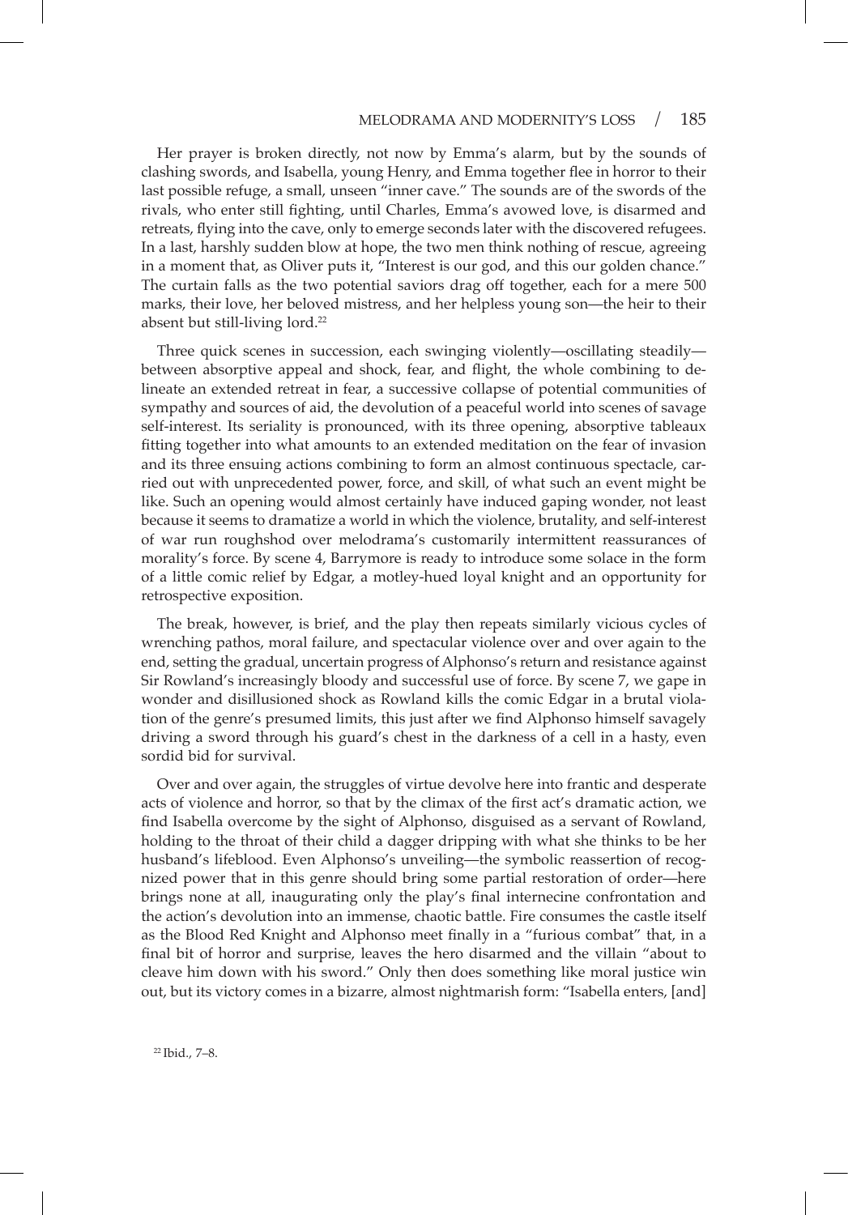Her prayer is broken directly, not now by Emma's alarm, but by the sounds of clashing swords, and Isabella, young Henry, and Emma together flee in horror to their last possible refuge, a small, unseen "inner cave." The sounds are of the swords of the rivals, who enter still fighting, until Charles, Emma's avowed love, is disarmed and retreats, flying into the cave, only to emerge seconds later with the discovered refugees. In a last, harshly sudden blow at hope, the two men think nothing of rescue, agreeing in a moment that, as Oliver puts it, "Interest is our god, and this our golden chance." The curtain falls as the two potential saviors drag off together, each for a mere 500 marks, their love, her beloved mistress, and her helpless young son—the heir to their absent but still-living lord.[22]

Three quick scenes in succession, each swinging violently—oscillating steadily—between absorptive appeal and shock, fear, and flight, the whole combining to delineate an extended retreat in fear, a successive collapse of potential communities of sympathy and sources of aid, the devolution of a peaceful world into scenes of savage self-interest. Its seriality is pronounced, with its three opening, absorptive tableaux fitting together into what amounts to an extended meditation on the fear of invasion and its three ensuing actions combining to form an almost continuous spectacle, carried out with unprecedented power, force, and skill, of what such an event might be like. Such an opening would almost certainly have induced gaping wonder, not least because it seems to dramatize a world in which the violence, brutality, and self-interest of war run roughshod over melodrama's customarily intermittent reassurances of morality's force. By scene 4, Barrymore is ready to introduce some solace in the form of a little comic relief by Edgar, a motley-hued loyal knight and an opportunity for retrospective exposition.

The break, however, is brief, and the play then repeats similarly vicious cycles of wrenching pathos, moral failure, and spectacular violence over and over again to the end, setting the gradual, uncertain progress of Alphonso's return and resistance against Sir Rowland's increasingly bloody and successful use of force. By scene 7, we gape in wonder and disillusioned shock as Rowland kills the comic Edgar in a brutal violation of the genre's presumed limits, this just after we find Alphonso himself savagely driving a sword through his guard's chest in the darkness of a cell in a hasty, even sordid bid for survival.

Over and over again, the struggles of virtue devolve here into frantic and desperate acts of violence and horror, so that by the climax of the first act's dramatic action, we find Isabella overcome by the sight of Alphonso, disguised as a servant of Rowland, holding to the throat of their child a dagger dripping with what she thinks to be her husband's lifeblood. Even Alphonso's unveiling—the symbolic reassertion of recognized power that in this genre should bring some partial restoration of order—here brings none at all, inaugurating only the play's final internecine confrontation and the action's devolution into an immense, chaotic battle. Fire consumes the castle itself as the Blood Red Knight and Alphonso meet finally in a "furious combat" that, in a final bit of horror and surprise, leaves the hero disarmed and the villain "about to cleave him down with his sword." Only then does something like moral justice win out, but its victory comes in a bizarre, almost nightmarish form: "Isabella enters, [and]

[22] Ibid., 7–8.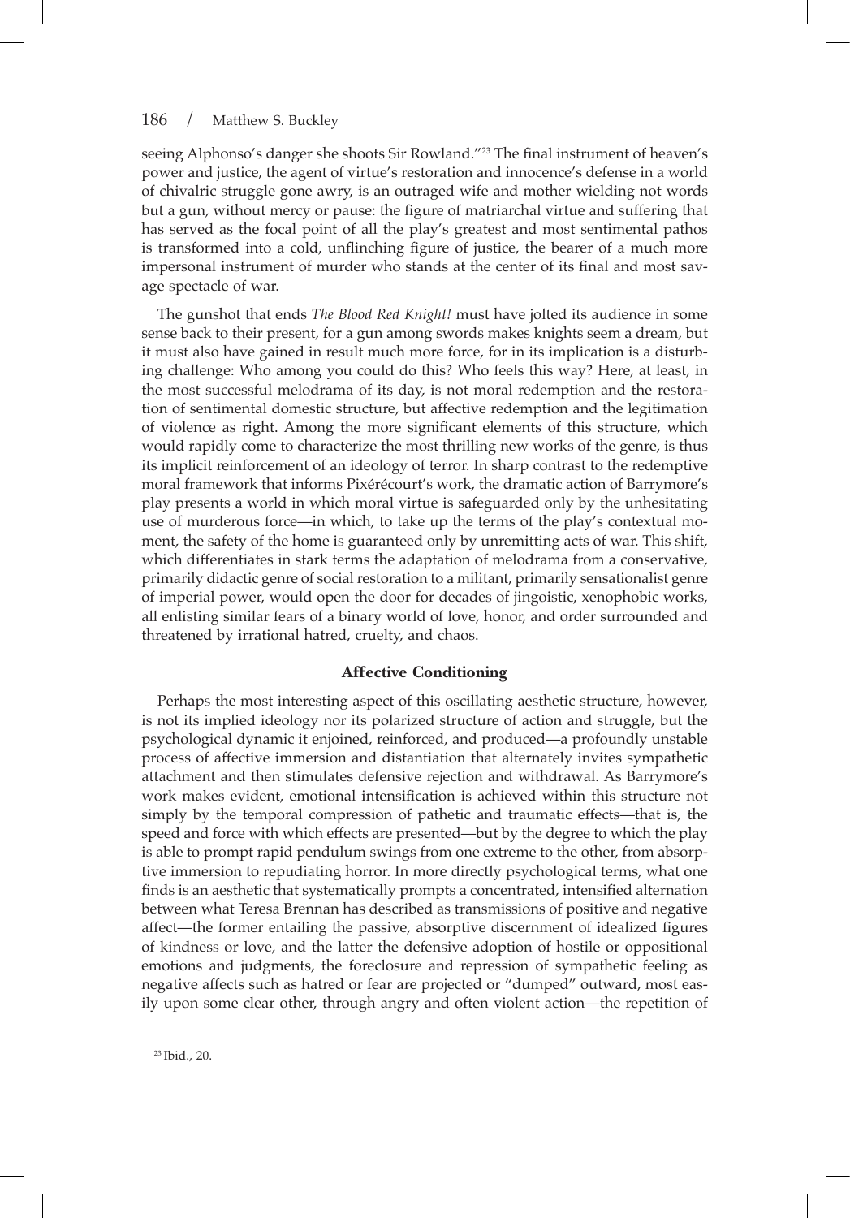seeing Alphonso's danger she shoots Sir Rowland."[23] The final instrument of heaven's power and justice, the agent of virtue's restoration and innocence's defense in a world of chivalric struggle gone awry, is an outraged wife and mother wielding not words but a gun, without mercy or pause: the figure of matriarchal virtue and suffering that has served as the focal point of all the play's greatest and most sentimental pathos is transformed into a cold, unflinching figure of justice, the bearer of a much more impersonal instrument of murder who stands at the center of its final and most savage spectacle of war.

The gunshot that ends *The Blood Red Knight!* must have jolted its audience in some sense back to their present, for a gun among swords makes knights seem a dream, but it must also have gained in result much more force, for in its implication is a disturbing challenge: Who among you could do this? Who feels this way? Here, at least, in the most successful melodrama of its day, is not moral redemption and the restoration of sentimental domestic structure, but affective redemption and the legitimation of violence as right. Among the more significant elements of this structure, which would rapidly come to characterize the most thrilling new works of the genre, is thus its implicit reinforcement of an ideology of terror. In sharp contrast to the redemptive moral framework that informs Pixérécourt's work, the dramatic action of Barrymore's play presents a world in which moral virtue is safeguarded only by the unhesitating use of murderous force—in which, to take up the terms of the play's contextual moment, the safety of the home is guaranteed only by unremitting acts of war. This shift, which differentiates in stark terms the adaptation of melodrama from a conservative, primarily didactic genre of social restoration to a militant, primarily sensationalist genre of imperial power, would open the door for decades of jingoistic, xenophobic works, all enlisting similar fears of a binary world of love, honor, and order surrounded and threatened by irrational hatred, cruelty, and chaos.

### Affective Conditioning

Perhaps the most interesting aspect of this oscillating aesthetic structure, however, is not its implied ideology nor its polarized structure of action and struggle, but the psychological dynamic it enjoined, reinforced, and produced—a profoundly unstable process of affective immersion and distantiation that alternately invites sympathetic attachment and then stimulates defensive rejection and withdrawal. As Barrymore's work makes evident, emotional intensification is achieved within this structure not simply by the temporal compression of pathetic and traumatic effects—that is, the speed and force with which effects are presented—but by the degree to which the play is able to prompt rapid pendulum swings from one extreme to the other, from absorptive immersion to repudiating horror. In more directly psychological terms, what one finds is an aesthetic that systematically prompts a concentrated, intensified alternation between what Teresa Brennan has described as transmissions of positive and negative affect—the former entailing the passive, absorptive discernment of idealized figures of kindness or love, and the latter the defensive adoption of hostile or oppositional emotions and judgments, the foreclosure and repression of sympathetic feeling as negative affects such as hatred or fear are projected or "dumped" outward, most easily upon some clear other, through angry and often violent action—the repetition of

[23] Ibid., 20.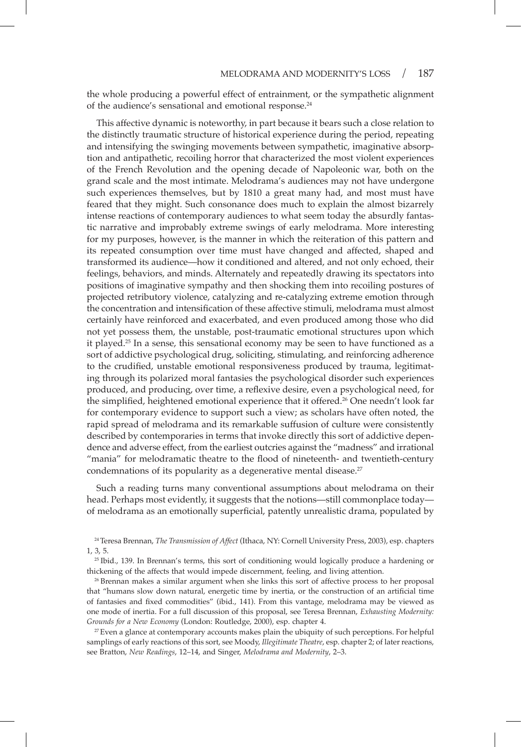the whole producing a powerful effect of entrainment, or the sympathetic alignment of the audience's sensational and emotional response.[24]

This affective dynamic is noteworthy, in part because it bears such a close relation to the distinctly traumatic structure of historical experience during the period, repeating and intensifying the swinging movements between sympathetic, imaginative absorption and antipathetic, recoiling horror that characterized the most violent experiences of the French Revolution and the opening decade of Napoleonic war, both on the grand scale and the most intimate. Melodrama's audiences may not have undergone such experiences themselves, but by 1810 a great many had, and most must have feared that they might. Such consonance does much to explain the almost bizarrely intense reactions of contemporary audiences to what seem today the absurdly fantastic narrative and improbably extreme swings of early melodrama. More interesting for my purposes, however, is the manner in which the reiteration of this pattern and its repeated consumption over time must have changed and affected, shaped and transformed its audience—how it conditioned and altered, and not only echoed, their feelings, behaviors, and minds. Alternately and repeatedly drawing its spectators into positions of imaginative sympathy and then shocking them into recoiling postures of projected retributory violence, catalyzing and re-catalyzing extreme emotion through the concentration and intensification of these affective stimuli, melodrama must almost certainly have reinforced and exacerbated, and even produced among those who did not yet possess them, the unstable, post-traumatic emotional structures upon which it played.[25] In a sense, this sensational economy may be seen to have functioned as a sort of addictive psychological drug, soliciting, stimulating, and reinforcing adherence to the crudified, unstable emotional responsiveness produced by trauma, legitimating through its polarized moral fantasies the psychological disorder such experiences produced, and producing, over time, a reflexive desire, even a psychological need, for the simplified, heightened emotional experience that it offered.[26] One needn't look far for contemporary evidence to support such a view; as scholars have often noted, the rapid spread of melodrama and its remarkable suffusion of culture were consistently described by contemporaries in terms that invoke directly this sort of addictive dependence and adverse effect, from the earliest outcries against the "madness" and irrational "mania" for melodramatic theatre to the flood of nineteenth- and twentieth-century condemnations of its popularity as a degenerative mental disease.[27]

Such a reading turns many conventional assumptions about melodrama on their head. Perhaps most evidently, it suggests that the notions—still commonplace today—of melodrama as an emotionally superficial, patently unrealistic drama, populated by

[24] Teresa Brennan, *The Transmission of Affect* (Ithaca, NY: Cornell University Press, 2003), esp. chapters 1, 3, 5.

[25] Ibid., 139. In Brennan's terms, this sort of conditioning would logically produce a hardening or thickening of the affects that would impede discernment, feeling, and living attention.

[26] Brennan makes a similar argument when she links this sort of affective process to her proposal that "humans slow down natural, energetic time by inertia, or the construction of an artificial time of fantasies and fixed commodities" (ibid., 141). From this vantage, melodrama may be viewed as one mode of inertia. For a full discussion of this proposal, see Teresa Brennan, *Exhausting Modernity: Grounds for a New Economy* (London: Routledge, 2000), esp. chapter 4.

[27] Even a glance at contemporary accounts makes plain the ubiquity of such perceptions. For helpful samplings of early reactions of this sort, see Moody, *Illegitimate Theatre*, esp. chapter 2; of later reactions, see Bratton, *New Readings*, 12–14, and Singer, *Melodrama and Modernity*, 2–3.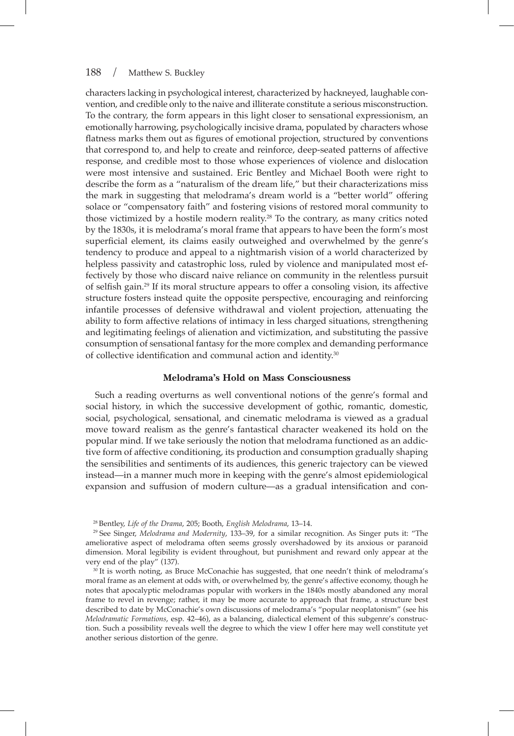characters lacking in psychological interest, characterized by hackneyed, laughable convention, and credible only to the naive and illiterate constitute a serious misconstruction. To the contrary, the form appears in this light closer to sensational expressionism, an emotionally harrowing, psychologically incisive drama, populated by characters whose flatness marks them out as figures of emotional projection, structured by conventions that correspond to, and help to create and reinforce, deep-seated patterns of affective response, and credible most to those whose experiences of violence and dislocation were most intensive and sustained. Eric Bentley and Michael Booth were right to describe the form as a "naturalism of the dream life," but their characterizations miss the mark in suggesting that melodrama's dream world is a "better world" offering solace or "compensatory faith" and fostering visions of restored moral community to those victimized by a hostile modern reality.[28] To the contrary, as many critics noted by the 1830s, it is melodrama's moral frame that appears to have been the form's most superficial element, its claims easily outweighed and overwhelmed by the genre's tendency to produce and appeal to a nightmarish vision of a world characterized by helpless passivity and catastrophic loss, ruled by violence and manipulated most effectively by those who discard naive reliance on community in the relentless pursuit of selfish gain.[29] If its moral structure appears to offer a consoling vision, its affective structure fosters instead quite the opposite perspective, encouraging and reinforcing infantile processes of defensive withdrawal and violent projection, attenuating the ability to form affective relations of intimacy in less charged situations, strengthening and legitimating feelings of alienation and victimization, and substituting the passive consumption of sensational fantasy for the more complex and demanding performance of collective identification and communal action and identity.[30]

## Melodrama's Hold on Mass Consciousness

Such a reading overturns as well conventional notions of the genre's formal and social history, in which the successive development of gothic, romantic, domestic, social, psychological, sensational, and cinematic melodrama is viewed as a gradual move toward realism as the genre's fantastical character weakened its hold on the popular mind. If we take seriously the notion that melodrama functioned as an addictive form of affective conditioning, its production and consumption gradually shaping the sensibilities and sentiments of its audiences, this generic trajectory can be viewed instead—in a manner much more in keeping with the genre's almost epidemiological expansion and suffusion of modern culture—as a gradual intensification and con-

[28] Bentley, *Life of the Drama*, 205; Booth, *English Melodrama*, 13–14.

[29] See Singer, *Melodrama and Modernity*, 133–39, for a similar recognition. As Singer puts it: "The ameliorative aspect of melodrama often seems grossly overshadowed by its anxious or paranoid dimension. Moral legibility is evident throughout, but punishment and reward only appear at the very end of the play" (137).

[30] It is worth noting, as Bruce McConachie has suggested, that one needn't think of melodrama's moral frame as an element at odds with, or overwhelmed by, the genre's affective economy, though he notes that apocalyptic melodramas popular with workers in the 1840s mostly abandoned any moral frame to revel in revenge; rather, it may be more accurate to approach that frame, a structure best described to date by McConachie's own discussions of melodrama's "popular neoplatonism" (see his *Melodramatic Formations*, esp. 42–46), as a balancing, dialectical element of this subgenre's construction. Such a possibility reveals well the degree to which the view I offer here may well constitute yet another serious distortion of the genre.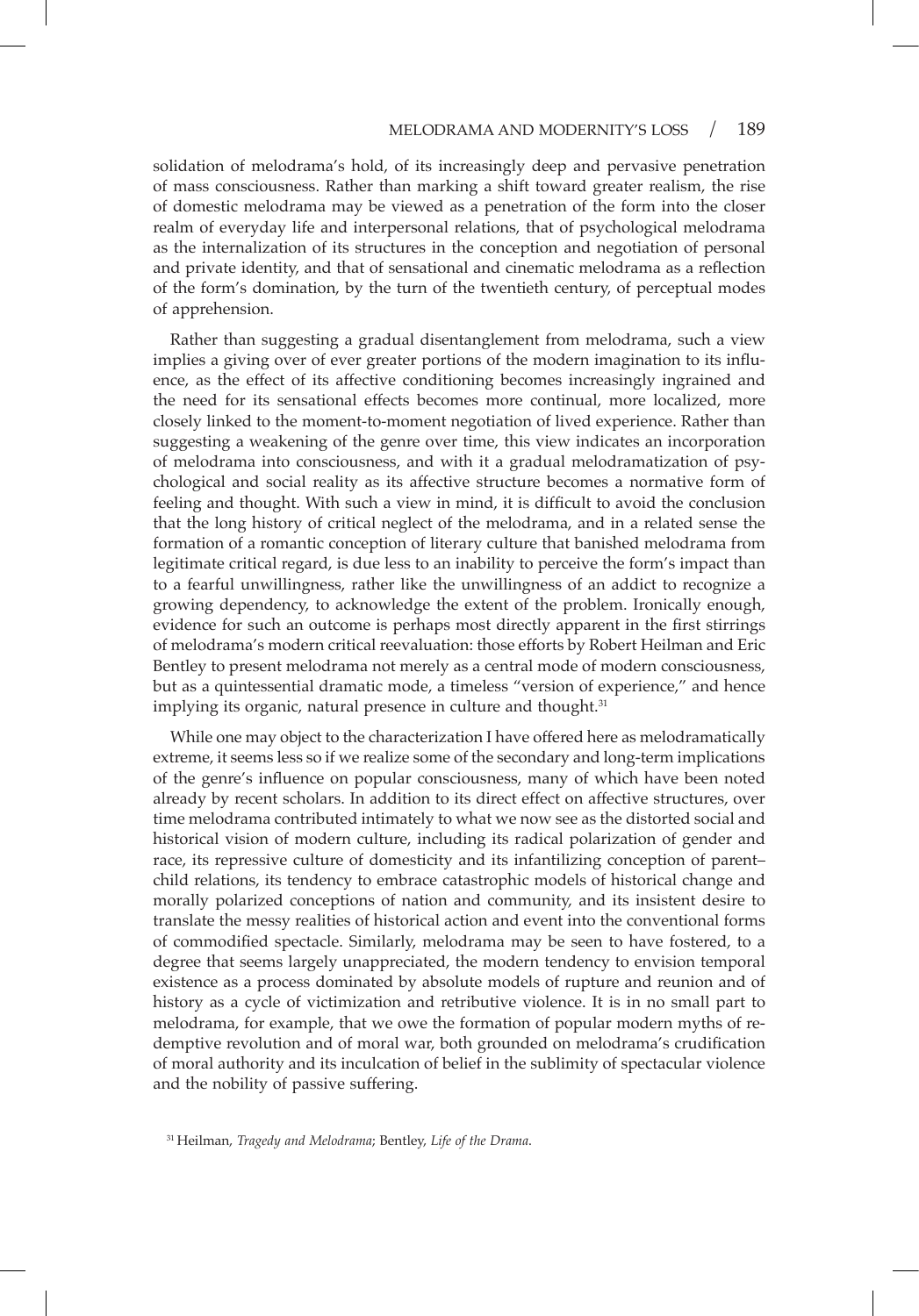solidation of melodrama's hold, of its increasingly deep and pervasive penetration of mass consciousness. Rather than marking a shift toward greater realism, the rise of domestic melodrama may be viewed as a penetration of the form into the closer realm of everyday life and interpersonal relations, that of psychological melodrama as the internalization of its structures in the conception and negotiation of personal and private identity, and that of sensational and cinematic melodrama as a reflection of the form's domination, by the turn of the twentieth century, of perceptual modes of apprehension.

Rather than suggesting a gradual disentanglement from melodrama, such a view implies a giving over of ever greater portions of the modern imagination to its influence, as the effect of its affective conditioning becomes increasingly ingrained and the need for its sensational effects becomes more continual, more localized, more closely linked to the moment-to-moment negotiation of lived experience. Rather than suggesting a weakening of the genre over time, this view indicates an incorporation of melodrama into consciousness, and with it a gradual melodramatization of psychological and social reality as its affective structure becomes a normative form of feeling and thought. With such a view in mind, it is difficult to avoid the conclusion that the long history of critical neglect of the melodrama, and in a related sense the formation of a romantic conception of literary culture that banished melodrama from legitimate critical regard, is due less to an inability to perceive the form's impact than to a fearful unwillingness, rather like the unwillingness of an addict to recognize a growing dependency, to acknowledge the extent of the problem. Ironically enough, evidence for such an outcome is perhaps most directly apparent in the first stirrings of melodrama's modern critical reevaluation: those efforts by Robert Heilman and Eric Bentley to present melodrama not merely as a central mode of modern consciousness, but as a quintessential dramatic mode, a timeless "version of experience," and hence implying its organic, natural presence in culture and thought.[31]

While one may object to the characterization I have offered here as melodramatically extreme, it seems less so if we realize some of the secondary and long-term implications of the genre's influence on popular consciousness, many of which have been noted already by recent scholars. In addition to its direct effect on affective structures, over time melodrama contributed intimately to what we now see as the distorted social and historical vision of modern culture, including its radical polarization of gender and race, its repressive culture of domesticity and its infantilizing conception of parent–child relations, its tendency to embrace catastrophic models of historical change and morally polarized conceptions of nation and community, and its insistent desire to translate the messy realities of historical action and event into the conventional forms of commodified spectacle. Similarly, melodrama may be seen to have fostered, to a degree that seems largely unappreciated, the modern tendency to envision temporal existence as a process dominated by absolute models of rupture and reunion and of history as a cycle of victimization and retributive violence. It is in no small part to melodrama, for example, that we owe the formation of popular modern myths of redemptive revolution and of moral war, both grounded on melodrama's crudification of moral authority and its inculcation of belief in the sublimity of spectacular violence and the nobility of passive suffering.

[31] Heilman, *Tragedy and Melodrama*; Bentley, *Life of the Drama*.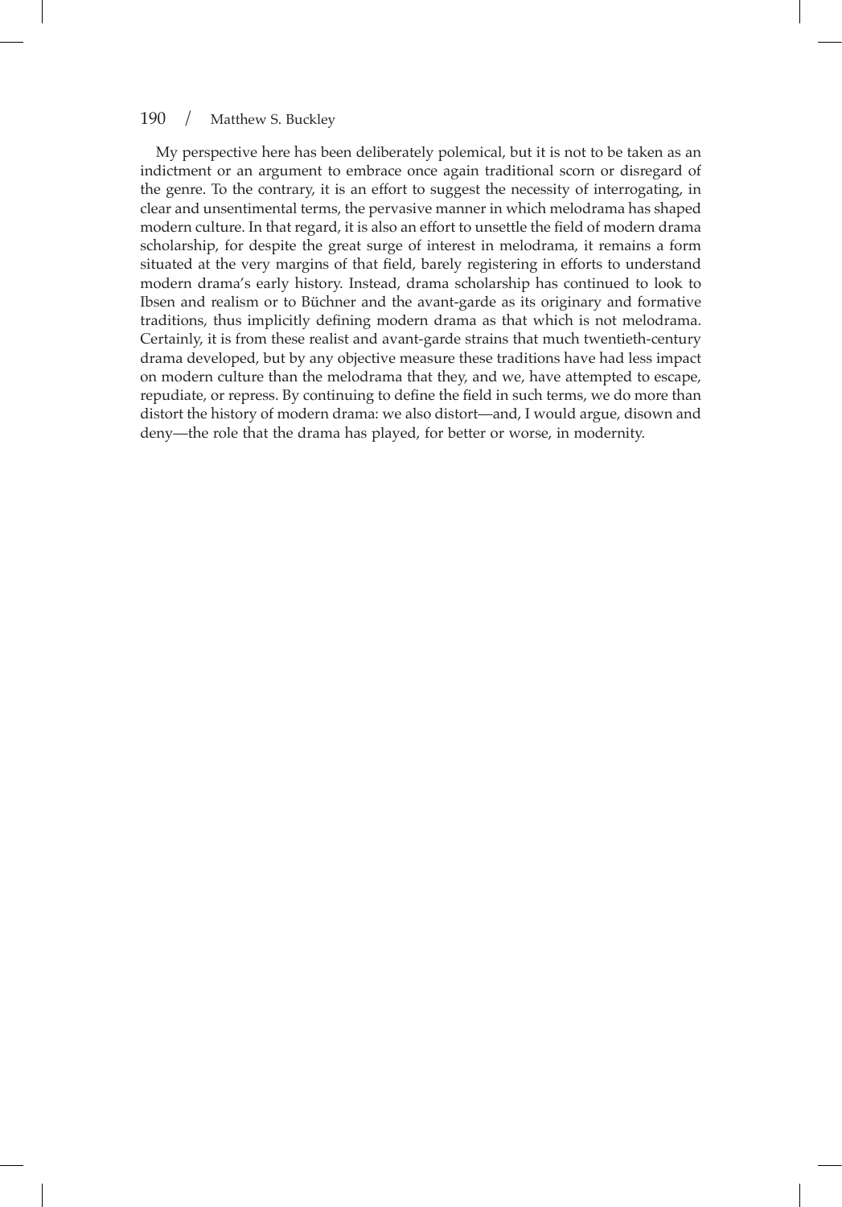My perspective here has been deliberately polemical, but it is not to be taken as an indictment or an argument to embrace once again traditional scorn or disregard of the genre. To the contrary, it is an effort to suggest the necessity of interrogating, in clear and unsentimental terms, the pervasive manner in which melodrama has shaped modern culture. In that regard, it is also an effort to unsettle the field of modern drama scholarship, for despite the great surge of interest in melodrama, it remains a form situated at the very margins of that field, barely registering in efforts to understand modern drama's early history. Instead, drama scholarship has continued to look to Ibsen and realism or to Büchner and the avant-garde as its originary and formative traditions, thus implicitly defining modern drama as that which is not melodrama. Certainly, it is from these realist and avant-garde strains that much twentieth-century drama developed, but by any objective measure these traditions have had less impact on modern culture than the melodrama that they, and we, have attempted to escape, repudiate, or repress. By continuing to define the field in such terms, we do more than distort the history of modern drama: we also distort—and, I would argue, disown and deny—the role that the drama has played, for better or worse, in modernity.